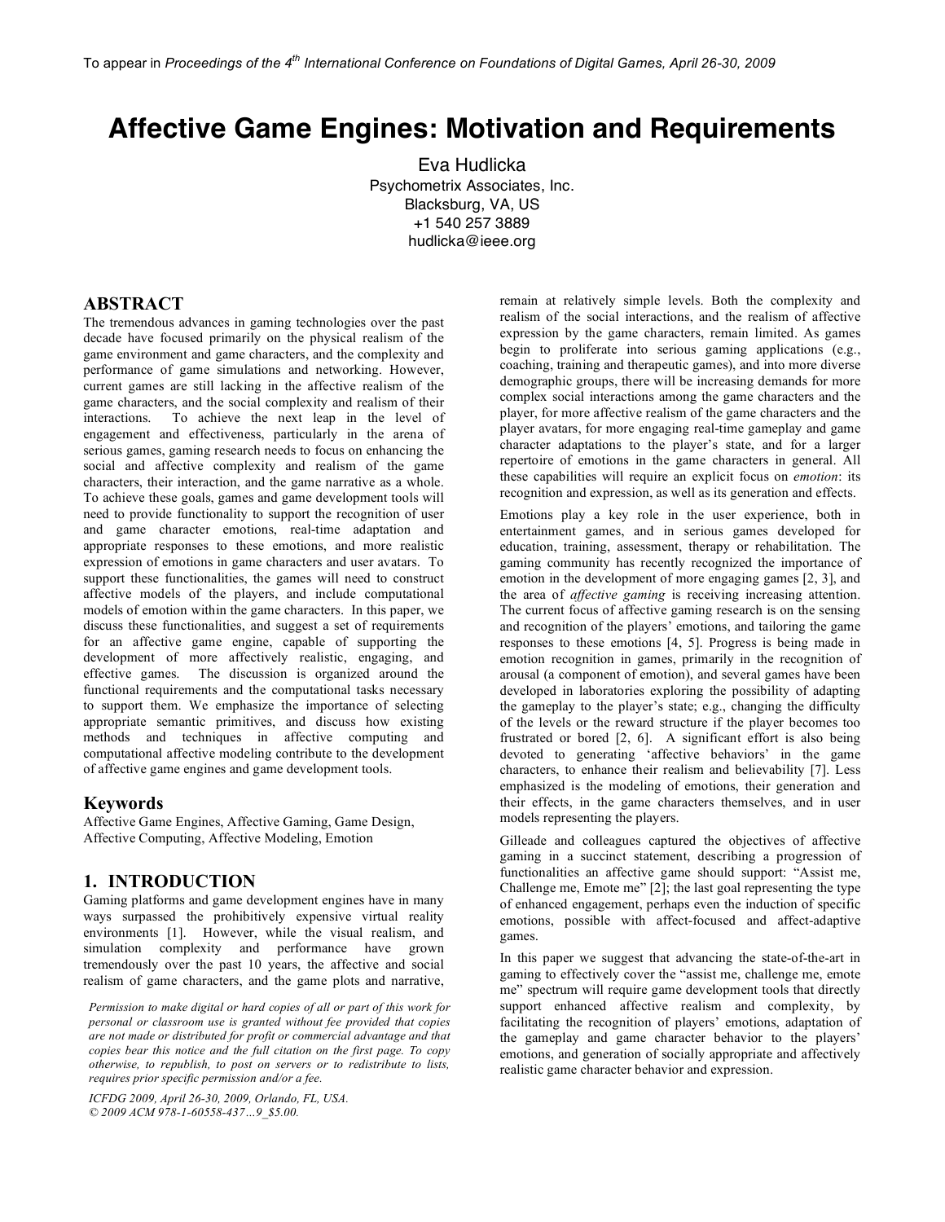To appear in *Proceedings of the 4th International Conference on Foundations of Digital Games, April 26-30, 2009*

# Affective Game Engines: Motivation and Requirements

Eva Hudlicka
Psychometrix Associates, Inc.
Blacksburg, VA, US
+1 540 257 3889
hudlicka@ieee.org

## ABSTRACT

The tremendous advances in gaming technologies over the past decade have focused primarily on the physical realism of the game environment and game characters, and the complexity and performance of game simulations and networking. However, current games are still lacking in the affective realism of the game characters, and the social complexity and realism of their interactions. To achieve the next leap in the level of engagement and effectiveness, particularly in the arena of serious games, gaming research needs to focus on enhancing the social and affective complexity and realism of the game characters, their interaction, and the game narrative as a whole. To achieve these goals, games and game development tools will need to provide functionality to support the recognition of user and game character emotions, real-time adaptation and appropriate responses to these emotions, and more realistic expression of emotions in game characters and user avatars. To support these functionalities, the games will need to construct affective models of the players, and include computational models of emotion within the game characters. In this paper, we discuss these functionalities, and suggest a set of requirements for an affective game engine, capable of supporting the development of more affectively realistic, engaging, and effective games. The discussion is organized around the functional requirements and the computational tasks necessary to support them. We emphasize the importance of selecting appropriate semantic primitives, and discuss how existing methods and techniques in affective computing and computational affective modeling contribute to the development of affective game engines and game development tools.

### Keywords

Affective Game Engines, Affective Gaming, Game Design, Affective Computing, Affective Modeling, Emotion

## 1. INTRODUCTION

Gaming platforms and game development engines have in many ways surpassed the prohibitively expensive virtual reality environments [1]. However, while the visual realism, and simulation complexity and performance have grown tremendously over the past 10 years, the affective and social realism of game characters, and the game plots and narrative, remain at relatively simple levels. Both the complexity and realism of the social interactions, and the realism of affective expression by the game characters, remain limited. As games begin to proliferate into serious gaming applications (e.g., coaching, training and therapeutic games), and into more diverse demographic groups, there will be increasing demands for more complex social interactions among the game characters and the player, for more affective realism of the game characters and the player avatars, for more engaging real-time gameplay and game character adaptations to the player's state, and for a larger repertoire of emotions in the game characters in general. All these capabilities will require an explicit focus on *emotion*: its recognition and expression, as well as its generation and effects.

Emotions play a key role in the user experience, both in entertainment games, and in serious games developed for education, training, assessment, therapy or rehabilitation. The gaming community has recently recognized the importance of emotion in the development of more engaging games [2, 3], and the area of *affective gaming* is receiving increasing attention. The current focus of affective gaming research is on the sensing and recognition of the players' emotions, and tailoring the game responses to these emotions [4, 5]. Progress is being made in emotion recognition in games, primarily in the recognition of arousal (a component of emotion), and several games have been developed in laboratories exploring the possibility of adapting the gameplay to the player's state; e.g., changing the difficulty of the levels or the reward structure if the player becomes too frustrated or bored [2, 6]. A significant effort is also being devoted to generating 'affective behaviors' in the game characters, to enhance their realism and believability [7]. Less emphasized is the modeling of emotions, their generation and their effects, in the game characters themselves, and in user models representing the players.

Gilleade and colleagues captured the objectives of affective gaming in a succinct statement, describing a progression of functionalities an affective game should support: "Assist me, Challenge me, Emote me" [2]; the last goal representing the type of enhanced engagement, perhaps even the induction of specific emotions, possible with affect-focused and affect-adaptive games.

In this paper we suggest that advancing the state-of-the-art in gaming to effectively cover the "assist me, challenge me, emote me" spectrum will require game development tools that directly support enhanced affective realism and complexity, by facilitating the recognition of players' emotions, adaptation of the gameplay and game character behavior to the players' emotions, and generation of socially appropriate and affectively realistic game character behavior and expression.

*Permission to make digital or hard copies of all or part of this work for personal or classroom use is granted without fee provided that copies are not made or distributed for profit or commercial advantage and that copies bear this notice and the full citation on the first page. To copy otherwise, to republish, to post on servers or to redistribute to lists, requires prior specific permission and/or a fee.*

*ICFDG 2009, April 26-30, 2009, Orlando, FL, USA.*
*© 2009 ACM 978-1-60558-437…9_$5.00.*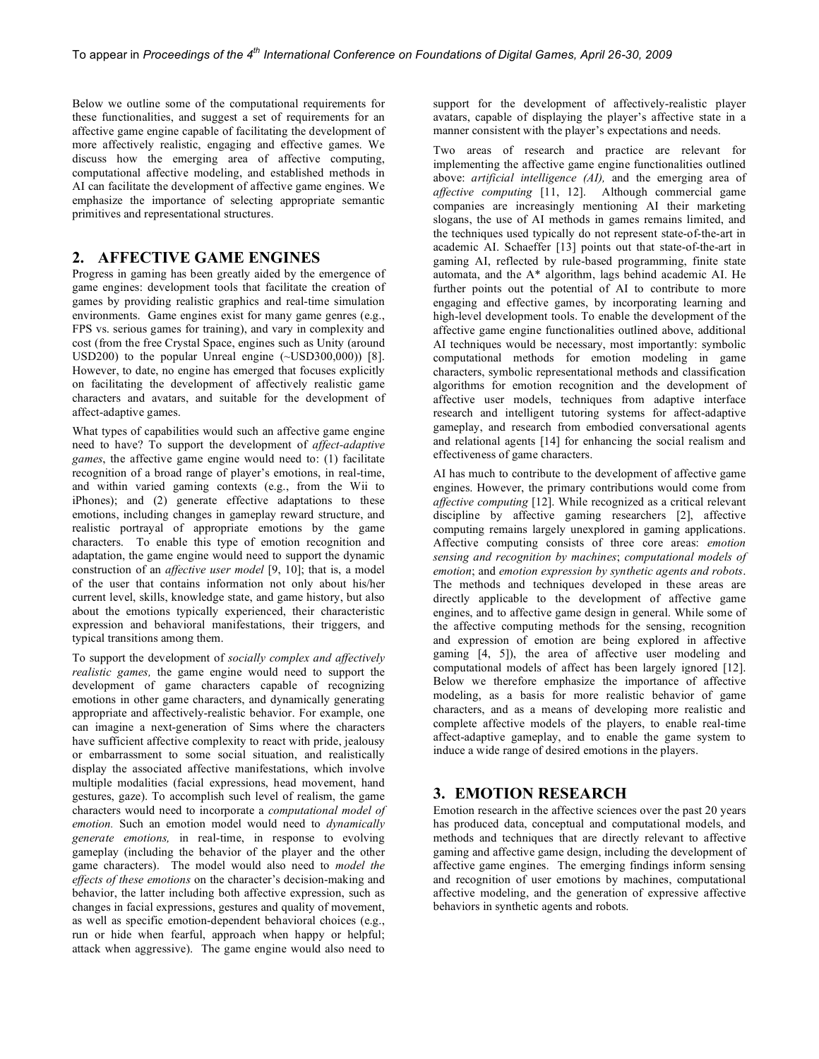Below we outline some of the computational requirements for these functionalities, and suggest a set of requirements for an affective game engine capable of facilitating the development of more affectively realistic, engaging and effective games. We discuss how the emerging area of affective computing, computational affective modeling, and established methods in AI can facilitate the development of affective game engines. We emphasize the importance of selecting appropriate semantic primitives and representational structures.

## 2. AFFECTIVE GAME ENGINES

Progress in gaming has been greatly aided by the emergence of game engines: development tools that facilitate the creation of games by providing realistic graphics and real-time simulation environments. Game engines exist for many game genres (e.g., FPS vs. serious games for training), and vary in complexity and cost (from the free Crystal Space, engines such as Unity (around USD200) to the popular Unreal engine (~USD300,000)) [8]. However, to date, no engine has emerged that focuses explicitly on facilitating the development of affectively realistic game characters and avatars, and suitable for the development of affect-adaptive games.

What types of capabilities would such an affective game engine need to have? To support the development of *affect-adaptive games*, the affective game engine would need to: (1) facilitate recognition of a broad range of player's emotions, in real-time, and within varied gaming contexts (e.g., from the Wii to iPhones); and (2) generate effective adaptations to these emotions, including changes in gameplay reward structure, and realistic portrayal of appropriate emotions by the game characters. To enable this type of emotion recognition and adaptation, the game engine would need to support the dynamic construction of an *affective user model* [9, 10]; that is, a model of the user that contains information not only about his/her current level, skills, knowledge state, and game history, but also about the emotions typically experienced, their characteristic expression and behavioral manifestations, their triggers, and typical transitions among them.

To support the development of *socially complex and affectively realistic games,* the game engine would need to support the development of game characters capable of recognizing emotions in other game characters, and dynamically generating appropriate and affectively-realistic behavior. For example, one can imagine a next-generation of Sims where the characters have sufficient affective complexity to react with pride, jealousy or embarrassment to some social situation, and realistically display the associated affective manifestations, which involve multiple modalities (facial expressions, head movement, hand gestures, gaze). To accomplish such level of realism, the game characters would need to incorporate a *computational model of emotion.* Such an emotion model would need to *dynamically generate emotions,* in real-time, in response to evolving gameplay (including the behavior of the player and the other game characters). The model would also need to *model the effects of these emotions* on the character's decision-making and behavior, the latter including both affective expression, such as changes in facial expressions, gestures and quality of movement, as well as specific emotion-dependent behavioral choices (e.g., run or hide when fearful, approach when happy or helpful; attack when aggressive). The game engine would also need to support for the development of affectively-realistic player avatars, capable of displaying the player's affective state in a manner consistent with the player's expectations and needs.

Two areas of research and practice are relevant for implementing the affective game engine functionalities outlined above: *artificial intelligence (AI),* and the emerging area of *affective computing* [11, 12]. Although commercial game companies are increasingly mentioning AI their marketing slogans, the use of AI methods in games remains limited, and the techniques used typically do not represent state-of-the-art in academic AI. Schaeffer [13] points out that state-of-the-art in gaming AI, reflected by rule-based programming, finite state automata, and the A* algorithm, lags behind academic AI. He further points out the potential of AI to contribute to more engaging and effective games, by incorporating learning and high-level development tools. To enable the development of the affective game engine functionalities outlined above, additional AI techniques would be necessary, most importantly: symbolic computational methods for emotion modeling in game characters, symbolic representational methods and classification algorithms for emotion recognition and the development of affective user models, techniques from adaptive interface research and intelligent tutoring systems for affect-adaptive gameplay, and research from embodied conversational agents and relational agents [14] for enhancing the social realism and effectiveness of game characters.

AI has much to contribute to the development of affective game engines. However, the primary contributions would come from *affective computing* [12]. While recognized as a critical relevant discipline by affective gaming researchers [2], affective computing remains largely unexplored in gaming applications. Affective computing consists of three core areas: *emotion sensing and recognition by machines*; *computational models of emotion*; and *emotion expression by synthetic agents and robots*. The methods and techniques developed in these areas are directly applicable to the development of affective game engines, and to affective game design in general. While some of the affective computing methods for the sensing, recognition and expression of emotion are being explored in affective gaming [4, 5]), the area of affective user modeling and computational models of affect has been largely ignored [12]. Below we therefore emphasize the importance of affective modeling, as a basis for more realistic behavior of game characters, and as a means of developing more realistic and complete affective models of the players, to enable real-time affect-adaptive gameplay, and to enable the game system to induce a wide range of desired emotions in the players.

## 3. EMOTION RESEARCH

Emotion research in the affective sciences over the past 20 years has produced data, conceptual and computational models, and methods and techniques that are directly relevant to affective gaming and affective game design, including the development of affective game engines. The emerging findings inform sensing and recognition of user emotions by machines, computational affective modeling, and the generation of expressive affective behaviors in synthetic agents and robots.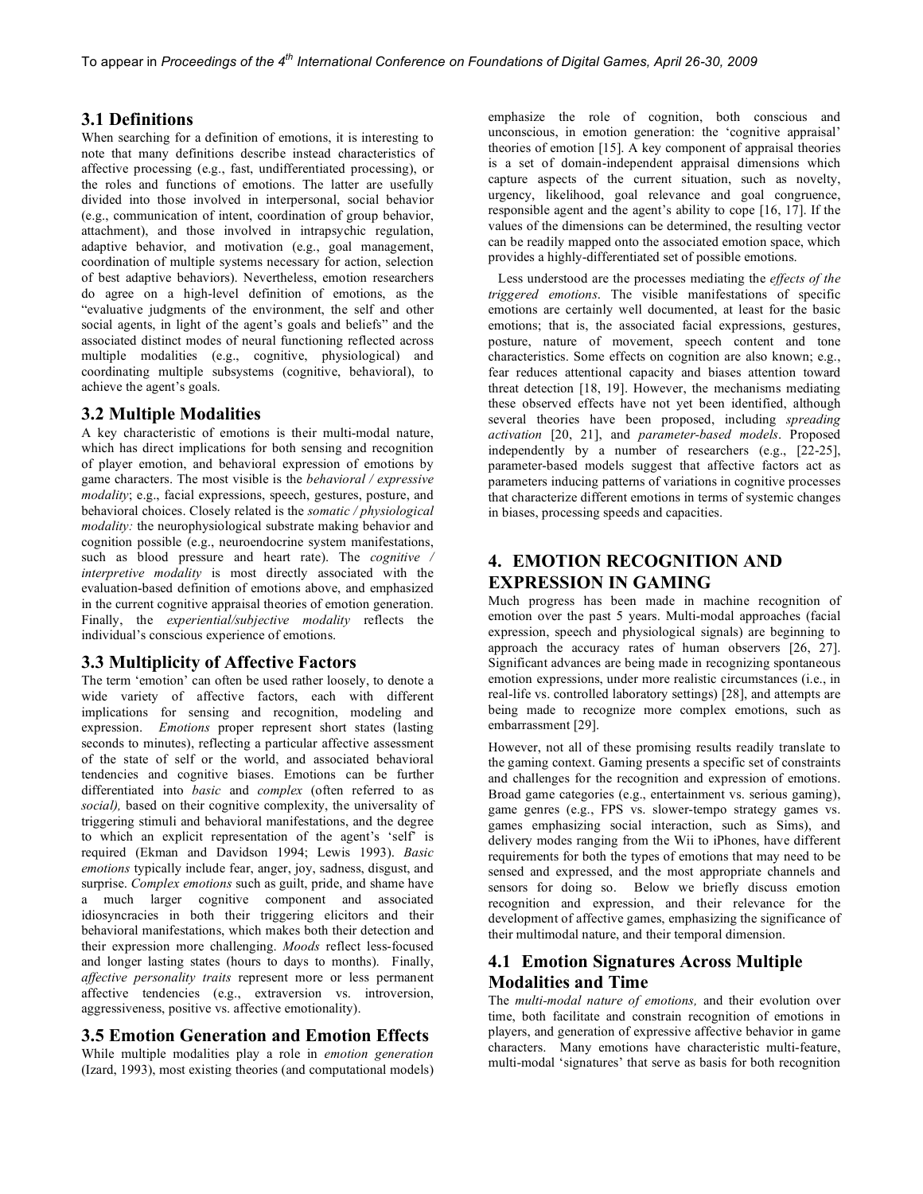### 3.1 Definitions

When searching for a definition of emotions, it is interesting to note that many definitions describe instead characteristics of affective processing (e.g., fast, undifferentiated processing), or the roles and functions of emotions. The latter are usefully divided into those involved in interpersonal, social behavior (e.g., communication of intent, coordination of group behavior, attachment), and those involved in intrapsychic regulation, adaptive behavior, and motivation (e.g., goal management, coordination of multiple systems necessary for action, selection of best adaptive behaviors). Nevertheless, emotion researchers do agree on a high-level definition of emotions, as the "evaluative judgments of the environment, the self and other social agents, in light of the agent's goals and beliefs" and the associated distinct modes of neural functioning reflected across multiple modalities (e.g., cognitive, physiological) and coordinating multiple subsystems (cognitive, behavioral), to achieve the agent's goals.

### 3.2 Multiple Modalities

A key characteristic of emotions is their multi-modal nature, which has direct implications for both sensing and recognition of player emotion, and behavioral expression of emotions by game characters. The most visible is the *behavioral / expressive modality*; e.g., facial expressions, speech, gestures, posture, and behavioral choices. Closely related is the *somatic / physiological modality:* the neurophysiological substrate making behavior and cognition possible (e.g., neuroendocrine system manifestations, such as blood pressure and heart rate). The *cognitive / interpretive modality* is most directly associated with the evaluation-based definition of emotions above, and emphasized in the current cognitive appraisal theories of emotion generation. Finally, the *experiential/subjective modality* reflects the individual's conscious experience of emotions.

### 3.3 Multiplicity of Affective Factors

The term 'emotion' can often be used rather loosely, to denote a wide variety of affective factors, each with different implications for sensing and recognition, modeling and expression. *Emotions* proper represent short states (lasting seconds to minutes), reflecting a particular affective assessment of the state of self or the world, and associated behavioral tendencies and cognitive biases. Emotions can be further differentiated into *basic* and *complex* (often referred to as *social),* based on their cognitive complexity, the universality of triggering stimuli and behavioral manifestations, and the degree to which an explicit representation of the agent's 'self' is required (Ekman and Davidson 1994; Lewis 1993). *Basic emotions* typically include fear, anger, joy, sadness, disgust, and surprise. *Complex emotions* such as guilt, pride, and shame have a much larger cognitive component and associated idiosyncracies in both their triggering elicitors and their behavioral manifestations, which makes both their detection and their expression more challenging. *Moods* reflect less-focused and longer lasting states (hours to days to months). Finally, *affective personality traits* represent more or less permanent affective tendencies (e.g., extraversion vs. introversion, aggressiveness, positive vs. affective emotionality).

### 3.5 Emotion Generation and Emotion Effects

While multiple modalities play a role in *emotion generation* (Izard, 1993), most existing theories (and computational models) emphasize the role of cognition, both conscious and unconscious, in emotion generation: the 'cognitive appraisal' theories of emotion [15]. A key component of appraisal theories is a set of domain-independent appraisal dimensions which capture aspects of the current situation, such as novelty, urgency, likelihood, goal relevance and goal congruence, responsible agent and the agent's ability to cope [16, 17]. If the values of the dimensions can be determined, the resulting vector can be readily mapped onto the associated emotion space, which provides a highly-differentiated set of possible emotions.

Less understood are the processes mediating the *effects of the triggered emotions*. The visible manifestations of specific emotions are certainly well documented, at least for the basic emotions; that is, the associated facial expressions, gestures, posture, nature of movement, speech content and tone characteristics. Some effects on cognition are also known; e.g., fear reduces attentional capacity and biases attention toward threat detection [18, 19]. However, the mechanisms mediating these observed effects have not yet been identified, although several theories have been proposed, including *spreading activation* [20, 21], and *parameter-based models*. Proposed independently by a number of researchers (e.g., [22-25], parameter-based models suggest that affective factors act as parameters inducing patterns of variations in cognitive processes that characterize different emotions in terms of systemic changes in biases, processing speeds and capacities.

## 4. EMOTION RECOGNITION AND EXPRESSION IN GAMING

Much progress has been made in machine recognition of emotion over the past 5 years. Multi-modal approaches (facial expression, speech and physiological signals) are beginning to approach the accuracy rates of human observers [26, 27]. Significant advances are being made in recognizing spontaneous emotion expressions, under more realistic circumstances (i.e., in real-life vs. controlled laboratory settings) [28], and attempts are being made to recognize more complex emotions, such as embarrassment [29].

However, not all of these promising results readily translate to the gaming context. Gaming presents a specific set of constraints and challenges for the recognition and expression of emotions. Broad game categories (e.g., entertainment vs. serious gaming), game genres (e.g., FPS vs. slower-tempo strategy games vs. games emphasizing social interaction, such as Sims), and delivery modes ranging from the Wii to iPhones, have different requirements for both the types of emotions that may need to be sensed and expressed, and the most appropriate channels and sensors for doing so. Below we briefly discuss emotion recognition and expression, and their relevance for the development of affective games, emphasizing the significance of their multimodal nature, and their temporal dimension.

### 4.1 Emotion Signatures Across Multiple Modalities and Time

The *multi-modal nature of emotions,* and their evolution over time, both facilitate and constrain recognition of emotions in players, and generation of expressive affective behavior in game characters. Many emotions have characteristic multi-feature, multi-modal 'signatures' that serve as basis for both recognition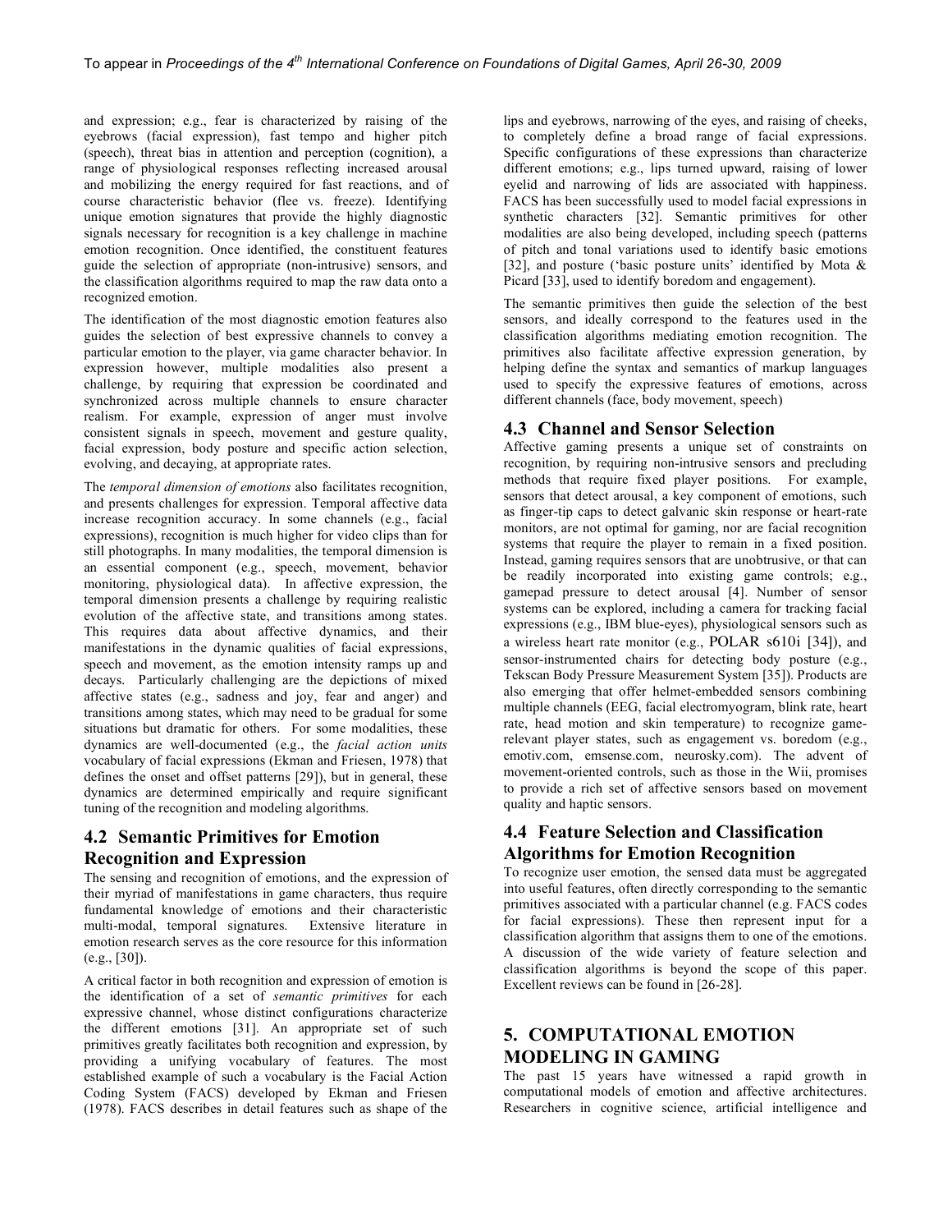and expression; e.g., fear is characterized by raising of the eyebrows (facial expression), fast tempo and higher pitch (speech), threat bias in attention and perception (cognition), a range of physiological responses reflecting increased arousal and mobilizing the energy required for fast reactions, and of course characteristic behavior (flee vs. freeze). Identifying unique emotion signatures that provide the highly diagnostic signals necessary for recognition is a key challenge in machine emotion recognition. Once identified, the constituent features guide the selection of appropriate (non-intrusive) sensors, and the classification algorithms required to map the raw data onto a recognized emotion.

The identification of the most diagnostic emotion features also guides the selection of best expressive channels to convey a particular emotion to the player, via game character behavior. In expression however, multiple modalities also present a challenge, by requiring that expression be coordinated and synchronized across multiple channels to ensure character realism. For example, expression of anger must involve consistent signals in speech, movement and gesture quality, facial expression, body posture and specific action selection, evolving, and decaying, at appropriate rates.

The *temporal dimension of emotions* also facilitates recognition, and presents challenges for expression. Temporal affective data increase recognition accuracy. In some channels (e.g., facial expressions), recognition is much higher for video clips than for still photographs. In many modalities, the temporal dimension is an essential component (e.g., speech, movement, behavior monitoring, physiological data). In affective expression, the temporal dimension presents a challenge by requiring realistic evolution of the affective state, and transitions among states. This requires data about affective dynamics, and their manifestations in the dynamic qualities of facial expressions, speech and movement, as the emotion intensity ramps up and decays. Particularly challenging are the depictions of mixed affective states (e.g., sadness and joy, fear and anger) and transitions among states, which may need to be gradual for some situations but dramatic for others. For some modalities, these dynamics are well-documented (e.g., the *facial action units* vocabulary of facial expressions (Ekman and Friesen, 1978) that defines the onset and offset patterns [29]), but in general, these dynamics are determined empirically and require significant tuning of the recognition and modeling algorithms.

## 4.2 Semantic Primitives for Emotion Recognition and Expression

The sensing and recognition of emotions, and the expression of their myriad of manifestations in game characters, thus require fundamental knowledge of emotions and their characteristic multi-modal, temporal signatures. Extensive literature in emotion research serves as the core resource for this information (e.g., [30]).

A critical factor in both recognition and expression of emotion is the identification of a set of *semantic primitives* for each expressive channel, whose distinct configurations characterize the different emotions [31]. An appropriate set of such primitives greatly facilitates both recognition and expression, by providing a unifying vocabulary of features. The most established example of such a vocabulary is the Facial Action Coding System (FACS) developed by Ekman and Friesen (1978). FACS describes in detail features such as shape of the lips and eyebrows, narrowing of the eyes, and raising of cheeks, to completely define a broad range of facial expressions. Specific configurations of these expressions than characterize different emotions; e.g., lips turned upward, raising of lower eyelid and narrowing of lids are associated with happiness. FACS has been successfully used to model facial expressions in synthetic characters [32]. Semantic primitives for other modalities are also being developed, including speech (patterns of pitch and tonal variations used to identify basic emotions [32], and posture ('basic posture units' identified by Mota & Picard [33], used to identify boredom and engagement).

The semantic primitives then guide the selection of the best sensors, and ideally correspond to the features used in the classification algorithms mediating emotion recognition. The primitives also facilitate affective expression generation, by helping define the syntax and semantics of markup languages used to specify the expressive features of emotions, across different channels (face, body movement, speech)

## 4.3 Channel and Sensor Selection

Affective gaming presents a unique set of constraints on recognition, by requiring non-intrusive sensors and precluding methods that require fixed player positions. For example, sensors that detect arousal, a key component of emotions, such as finger-tip caps to detect galvanic skin response or heart-rate monitors, are not optimal for gaming, nor are facial recognition systems that require the player to remain in a fixed position. Instead, gaming requires sensors that are unobtrusive, or that can be readily incorporated into existing game controls; e.g., gamepad pressure to detect arousal [4]. Number of sensor systems can be explored, including a camera for tracking facial expressions (e.g., IBM blue-eyes), physiological sensors such as a wireless heart rate monitor (e.g., POLAR s610i [34]), and sensor-instrumented chairs for detecting body posture (e.g., Tekscan Body Pressure Measurement System [35]). Products are also emerging that offer helmet-embedded sensors combining multiple channels (EEG, facial electromyogram, blink rate, heart rate, head motion and skin temperature) to recognize game-relevant player states, such as engagement vs. boredom (e.g., emotiv.com, emsense.com, neurosky.com). The advent of movement-oriented controls, such as those in the Wii, promises to provide a rich set of affective sensors based on movement quality and haptic sensors.

## 4.4 Feature Selection and Classification Algorithms for Emotion Recognition

To recognize user emotion, the sensed data must be aggregated into useful features, often directly corresponding to the semantic primitives associated with a particular channel (e.g. FACS codes for facial expressions). These then represent input for a classification algorithm that assigns them to one of the emotions. A discussion of the wide variety of feature selection and classification algorithms is beyond the scope of this paper. Excellent reviews can be found in [26-28].

# 5. COMPUTATIONAL EMOTION MODELING IN GAMING

The past 15 years have witnessed a rapid growth in computational models of emotion and affective architectures. Researchers in cognitive science, artificial intelligence and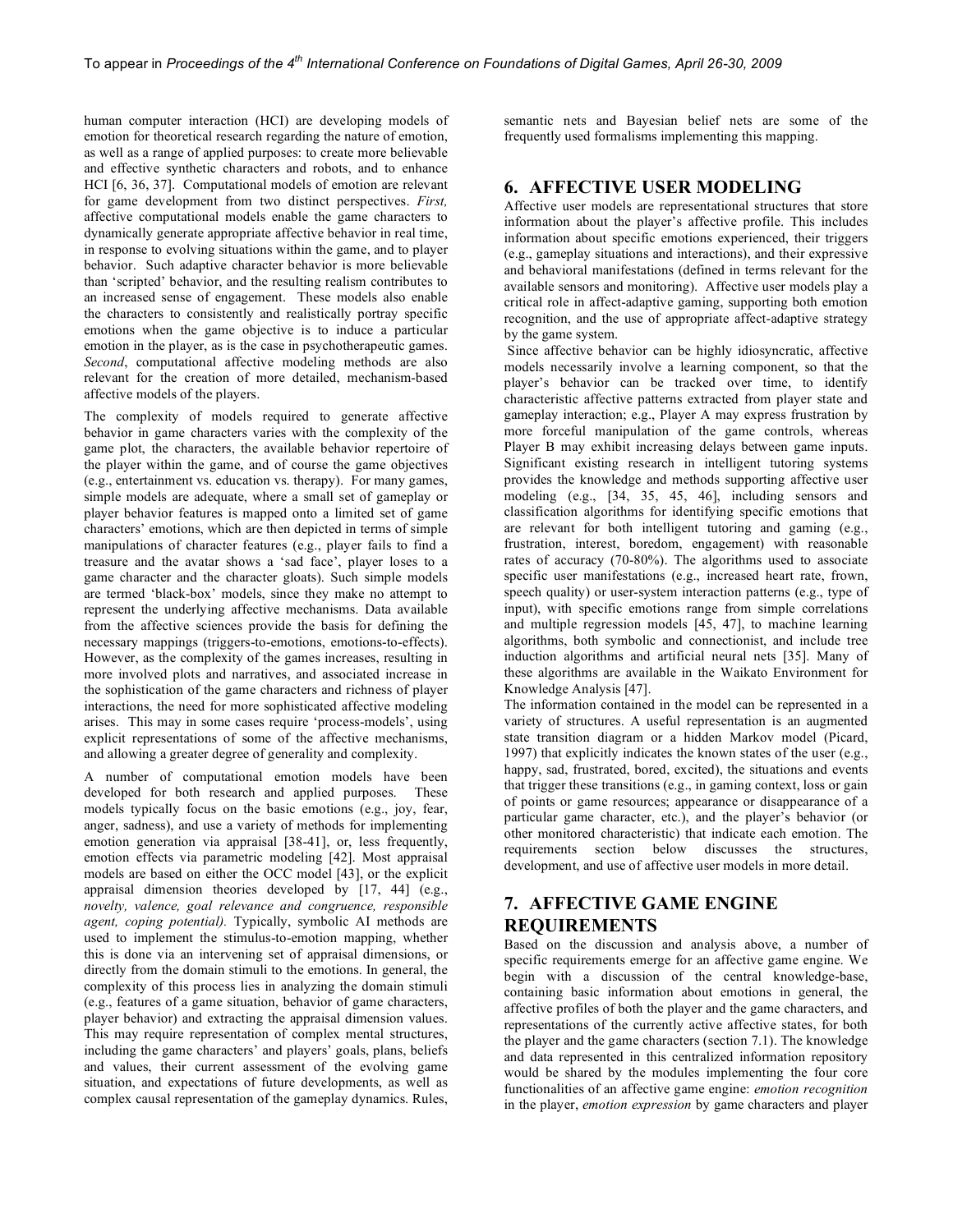human computer interaction (HCI) are developing models of emotion for theoretical research regarding the nature of emotion, as well as a range of applied purposes: to create more believable and effective synthetic characters and robots, and to enhance HCI [6, 36, 37]. Computational models of emotion are relevant for game development from two distinct perspectives. *First,* affective computational models enable the game characters to dynamically generate appropriate affective behavior in real time, in response to evolving situations within the game, and to player behavior. Such adaptive character behavior is more believable than 'scripted' behavior, and the resulting realism contributes to an increased sense of engagement. These models also enable the characters to consistently and realistically portray specific emotions when the game objective is to induce a particular emotion in the player, as is the case in psychotherapeutic games. *Second*, computational affective modeling methods are also relevant for the creation of more detailed, mechanism-based affective models of the players.

The complexity of models required to generate affective behavior in game characters varies with the complexity of the game plot, the characters, the available behavior repertoire of the player within the game, and of course the game objectives (e.g., entertainment vs. education vs. therapy). For many games, simple models are adequate, where a small set of gameplay or player behavior features is mapped onto a limited set of game characters' emotions, which are then depicted in terms of simple manipulations of character features (e.g., player fails to find a treasure and the avatar shows a 'sad face', player loses to a game character and the character gloats). Such simple models are termed 'black-box' models, since they make no attempt to represent the underlying affective mechanisms. Data available from the affective sciences provide the basis for defining the necessary mappings (triggers-to-emotions, emotions-to-effects). However, as the complexity of the games increases, resulting in more involved plots and narratives, and associated increase in the sophistication of the game characters and richness of player interactions, the need for more sophisticated affective modeling arises. This may in some cases require 'process-models', using explicit representations of some of the affective mechanisms, and allowing a greater degree of generality and complexity.

A number of computational emotion models have been developed for both research and applied purposes. These models typically focus on the basic emotions (e.g., joy, fear, anger, sadness), and use a variety of methods for implementing emotion generation via appraisal [38-41], or, less frequently, emotion effects via parametric modeling [42]. Most appraisal models are based on either the OCC model [43], or the explicit appraisal dimension theories developed by [17, 44] (e.g., *novelty, valence, goal relevance and congruence, responsible agent, coping potential).* Typically, symbolic AI methods are used to implement the stimulus-to-emotion mapping, whether this is done via an intervening set of appraisal dimensions, or directly from the domain stimuli to the emotions. In general, the complexity of this process lies in analyzing the domain stimuli (e.g., features of a game situation, behavior of game characters, player behavior) and extracting the appraisal dimension values. This may require representation of complex mental structures, including the game characters' and players' goals, plans, beliefs and values, their current assessment of the evolving game situation, and expectations of future developments, as well as complex causal representation of the gameplay dynamics. Rules, semantic nets and Bayesian belief nets are some of the frequently used formalisms implementing this mapping.

## 6. AFFECTIVE USER MODELING

Affective user models are representational structures that store information about the player's affective profile. This includes information about specific emotions experienced, their triggers (e.g., gameplay situations and interactions), and their expressive and behavioral manifestations (defined in terms relevant for the available sensors and monitoring). Affective user models play a critical role in affect-adaptive gaming, supporting both emotion recognition, and the use of appropriate affect-adaptive strategy by the game system.

Since affective behavior can be highly idiosyncratic, affective models necessarily involve a learning component, so that the player's behavior can be tracked over time, to identify characteristic affective patterns extracted from player state and gameplay interaction; e.g., Player A may express frustration by more forceful manipulation of the game controls, whereas Player B may exhibit increasing delays between game inputs. Significant existing research in intelligent tutoring systems provides the knowledge and methods supporting affective user modeling (e.g., [34, 35, 45, 46], including sensors and classification algorithms for identifying specific emotions that are relevant for both intelligent tutoring and gaming (e.g., frustration, interest, boredom, engagement) with reasonable rates of accuracy (70-80%). The algorithms used to associate specific user manifestations (e.g., increased heart rate, frown, speech quality) or user-system interaction patterns (e.g., type of input), with specific emotions range from simple correlations and multiple regression models [45, 47], to machine learning algorithms, both symbolic and connectionist, and include tree induction algorithms and artificial neural nets [35]. Many of these algorithms are available in the Waikato Environment for Knowledge Analysis [47].

The information contained in the model can be represented in a variety of structures. A useful representation is an augmented state transition diagram or a hidden Markov model (Picard, 1997) that explicitly indicates the known states of the user (e.g., happy, sad, frustrated, bored, excited), the situations and events that trigger these transitions (e.g., in gaming context, loss or gain of points or game resources; appearance or disappearance of a particular game character, etc.), and the player's behavior (or other monitored characteristic) that indicate each emotion. The requirements section below discusses the structures, development, and use of affective user models in more detail.

## 7. AFFECTIVE GAME ENGINE REQUIREMENTS

Based on the discussion and analysis above, a number of specific requirements emerge for an affective game engine. We begin with a discussion of the central knowledge-base, containing basic information about emotions in general, the affective profiles of both the player and the game characters, and representations of the currently active affective states, for both the player and the game characters (section 7.1). The knowledge and data represented in this centralized information repository would be shared by the modules implementing the four core functionalities of an affective game engine: *emotion recognition* in the player, *emotion expression* by game characters and player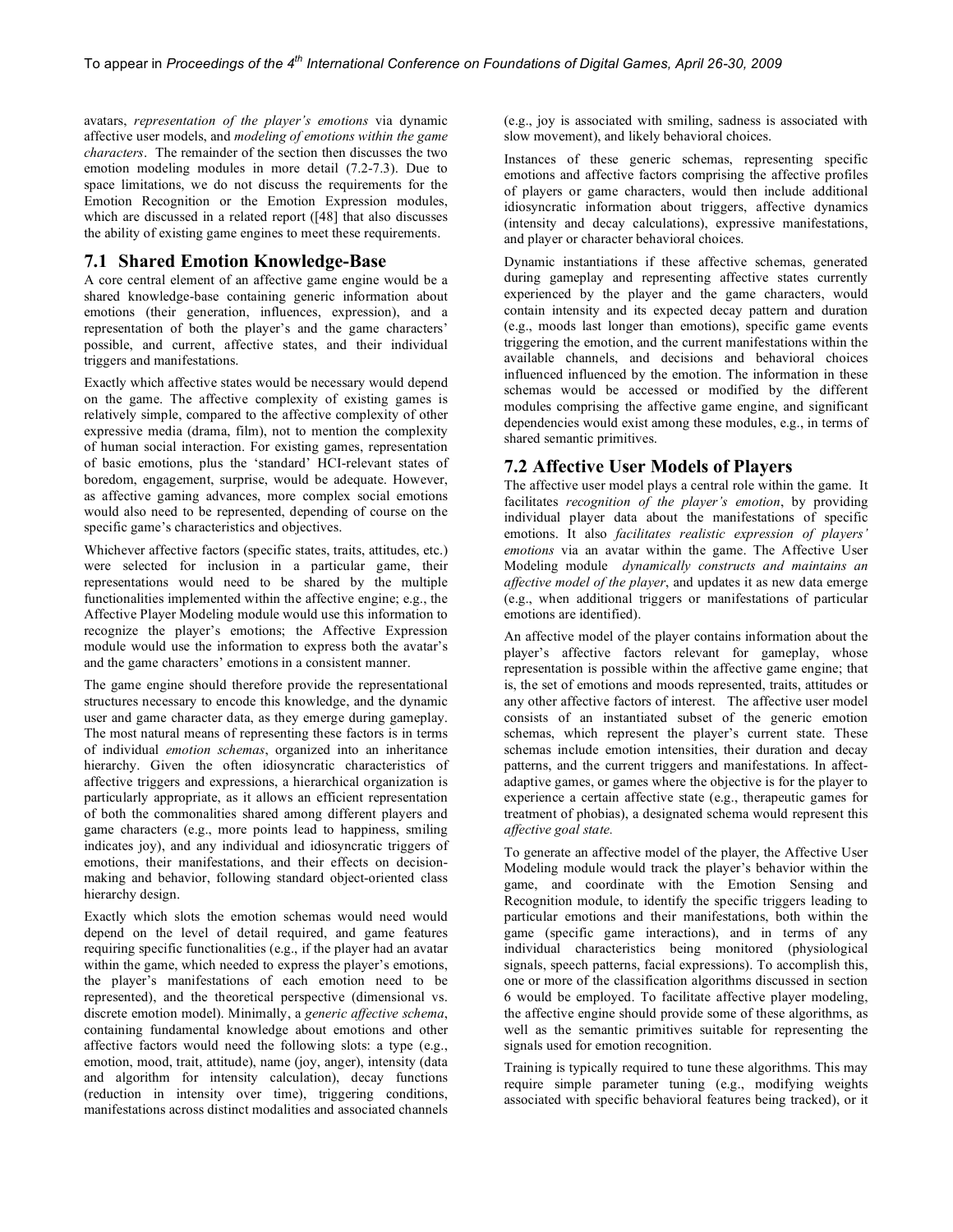avatars, *representation of the player's emotions* via dynamic affective user models, and *modeling of emotions within the game characters*. The remainder of the section then discusses the two emotion modeling modules in more detail (7.2-7.3). Due to space limitations, we do not discuss the requirements for the Emotion Recognition or the Emotion Expression modules, which are discussed in a related report ([48] that also discusses the ability of existing game engines to meet these requirements.

## 7.1 Shared Emotion Knowledge-Base

A core central element of an affective game engine would be a shared knowledge-base containing generic information about emotions (their generation, influences, expression), and a representation of both the player's and the game characters' possible, and current, affective states, and their individual triggers and manifestations.

Exactly which affective states would be necessary would depend on the game. The affective complexity of existing games is relatively simple, compared to the affective complexity of other expressive media (drama, film), not to mention the complexity of human social interaction. For existing games, representation of basic emotions, plus the 'standard' HCI-relevant states of boredom, engagement, surprise, would be adequate. However, as affective gaming advances, more complex social emotions would also need to be represented, depending of course on the specific game's characteristics and objectives.

Whichever affective factors (specific states, traits, attitudes, etc.) were selected for inclusion in a particular game, their representations would need to be shared by the multiple functionalities implemented within the affective engine; e.g., the Affective Player Modeling module would use this information to recognize the player's emotions; the Affective Expression module would use the information to express both the avatar's and the game characters' emotions in a consistent manner.

The game engine should therefore provide the representational structures necessary to encode this knowledge, and the dynamic user and game character data, as they emerge during gameplay. The most natural means of representing these factors is in terms of individual *emotion schemas*, organized into an inheritance hierarchy. Given the often idiosyncratic characteristics of affective triggers and expressions, a hierarchical organization is particularly appropriate, as it allows an efficient representation of both the commonalities shared among different players and game characters (e.g., more points lead to happiness, smiling indicates joy), and any individual and idiosyncratic triggers of emotions, their manifestations, and their effects on decision-making and behavior, following standard object-oriented class hierarchy design.

Exactly which slots the emotion schemas would need would depend on the level of detail required, and game features requiring specific functionalities (e.g., if the player had an avatar within the game, which needed to express the player's emotions, the player's manifestations of each emotion need to be represented), and the theoretical perspective (dimensional vs. discrete emotion model). Minimally, a *generic affective schema*, containing fundamental knowledge about emotions and other affective factors would need the following slots: a type (e.g., emotion, mood, trait, attitude), name (joy, anger), intensity (data and algorithm for intensity calculation), decay functions (reduction in intensity over time), triggering conditions, manifestations across distinct modalities and associated channels (e.g., joy is associated with smiling, sadness is associated with slow movement), and likely behavioral choices.

Instances of these generic schemas, representing specific emotions and affective factors comprising the affective profiles of players or game characters, would then include additional idiosyncratic information about triggers, affective dynamics (intensity and decay calculations), expressive manifestations, and player or character behavioral choices.

Dynamic instantiations if these affective schemas, generated during gameplay and representing affective states currently experienced by the player and the game characters, would contain intensity and its expected decay pattern and duration (e.g., moods last longer than emotions), specific game events triggering the emotion, and the current manifestations within the available channels, and decisions and behavioral choices influenced influenced by the emotion. The information in these schemas would be accessed or modified by the different modules comprising the affective game engine, and significant dependencies would exist among these modules, e.g., in terms of shared semantic primitives.

## 7.2 Affective User Models of Players

The affective user model plays a central role within the game. It facilitates *recognition of the player's emotion*, by providing individual player data about the manifestations of specific emotions. It also *facilitates realistic expression of players' emotions* via an avatar within the game. The Affective User Modeling module *dynamically constructs and maintains an affective model of the player*, and updates it as new data emerge (e.g., when additional triggers or manifestations of particular emotions are identified).

An affective model of the player contains information about the player's affective factors relevant for gameplay, whose representation is possible within the affective game engine; that is, the set of emotions and moods represented, traits, attitudes or any other affective factors of interest. The affective user model consists of an instantiated subset of the generic emotion schemas, which represent the player's current state. These schemas include emotion intensities, their duration and decay patterns, and the current triggers and manifestations. In affect-adaptive games, or games where the objective is for the player to experience a certain affective state (e.g., therapeutic games for treatment of phobias), a designated schema would represent this *affective goal state.*

To generate an affective model of the player, the Affective User Modeling module would track the player's behavior within the game, and coordinate with the Emotion Sensing and Recognition module, to identify the specific triggers leading to particular emotions and their manifestations, both within the game (specific game interactions), and in terms of any individual characteristics being monitored (physiological signals, speech patterns, facial expressions). To accomplish this, one or more of the classification algorithms discussed in section 6 would be employed. To facilitate affective player modeling, the affective engine should provide some of these algorithms, as well as the semantic primitives suitable for representing the signals used for emotion recognition.

Training is typically required to tune these algorithms. This may require simple parameter tuning (e.g., modifying weights associated with specific behavioral features being tracked), or it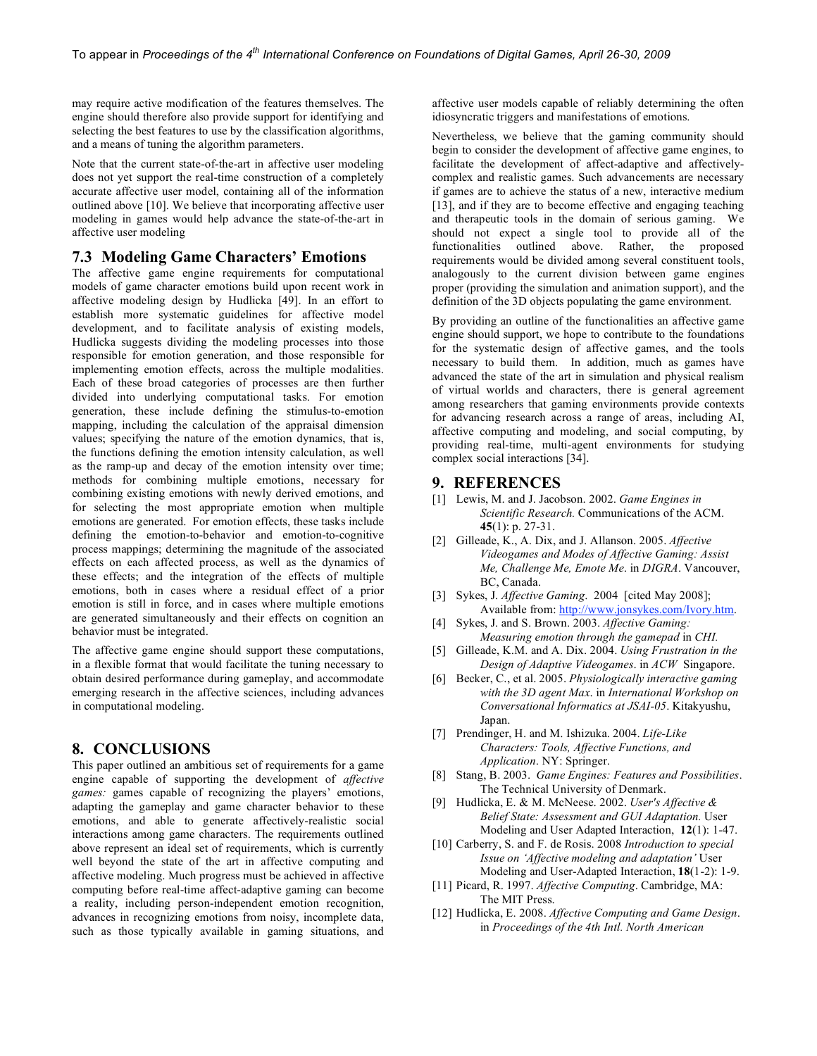may require active modification of the features themselves. The engine should therefore also provide support for identifying and selecting the best features to use by the classification algorithms, and a means of tuning the algorithm parameters.

Note that the current state-of-the-art in affective user modeling does not yet support the real-time construction of a completely accurate affective user model, containing all of the information outlined above [10]. We believe that incorporating affective user modeling in games would help advance the state-of-the-art in affective user modeling

## 7.3 Modeling Game Characters' Emotions

The affective game engine requirements for computational models of game character emotions build upon recent work in affective modeling design by Hudlicka [49]. In an effort to establish more systematic guidelines for affective model development, and to facilitate analysis of existing models, Hudlicka suggests dividing the modeling processes into those responsible for emotion generation, and those responsible for implementing emotion effects, across the multiple modalities. Each of these broad categories of processes are then further divided into underlying computational tasks. For emotion generation, these include defining the stimulus-to-emotion mapping, including the calculation of the appraisal dimension values; specifying the nature of the emotion dynamics, that is, the functions defining the emotion intensity calculation, as well as the ramp-up and decay of the emotion intensity over time; methods for combining multiple emotions, necessary for combining existing emotions with newly derived emotions, and for selecting the most appropriate emotion when multiple emotions are generated. For emotion effects, these tasks include defining the emotion-to-behavior and emotion-to-cognitive process mappings; determining the magnitude of the associated effects on each affected process, as well as the dynamics of these effects; and the integration of the effects of multiple emotions, both in cases where a residual effect of a prior emotion is still in force, and in cases where multiple emotions are generated simultaneously and their effects on cognition an behavior must be integrated.

The affective game engine should support these computations, in a flexible format that would facilitate the tuning necessary to obtain desired performance during gameplay, and accommodate emerging research in the affective sciences, including advances in computational modeling.

# 8. CONCLUSIONS

This paper outlined an ambitious set of requirements for a game engine capable of supporting the development of *affective games:* games capable of recognizing the players' emotions, adapting the gameplay and game character behavior to these emotions, and able to generate affectively-realistic social interactions among game characters. The requirements outlined above represent an ideal set of requirements, which is currently well beyond the state of the art in affective computing and affective modeling. Much progress must be achieved in affective computing before real-time affect-adaptive gaming can become a reality, including person-independent emotion recognition, advances in recognizing emotions from noisy, incomplete data, such as those typically available in gaming situations, and affective user models capable of reliably determining the often idiosyncratic triggers and manifestations of emotions.

Nevertheless, we believe that the gaming community should begin to consider the development of affective game engines, to facilitate the development of affect-adaptive and affectively-complex and realistic games. Such advancements are necessary if games are to achieve the status of a new, interactive medium [13], and if they are to become effective and engaging teaching and therapeutic tools in the domain of serious gaming. We should not expect a single tool to provide all of the functionalities outlined above. Rather, the proposed requirements would be divided among several constituent tools, analogously to the current division between game engines proper (providing the simulation and animation support), and the definition of the 3D objects populating the game environment.

By providing an outline of the functionalities an affective game engine should support, we hope to contribute to the foundations for the systematic design of affective games, and the tools necessary to build them. In addition, much as games have advanced the state of the art in simulation and physical realism of virtual worlds and characters, there is general agreement among researchers that gaming environments provide contexts for advancing research across a range of areas, including AI, affective computing and modeling, and social computing, by providing real-time, multi-agent environments for studying complex social interactions [34].

# 9. REFERENCES

[1] Lewis, M. and J. Jacobson. 2002. *Game Engines in Scientific Research.* Communications of the ACM. **45**(1): p. 27-31.

[2] Gilleade, K., A. Dix, and J. Allanson. 2005. *Affective Videogames and Modes of Affective Gaming: Assist Me, Challenge Me, Emote Me.* in *DIGRA*. Vancouver, BC, Canada.

[3] Sykes, J. *Affective Gaming*. 2004 [cited May 2008]; Available from: http://www.jonsykes.com/Ivory.htm.

[4] Sykes, J. and S. Brown. 2003. *Affective Gaming: Measuring emotion through the gamepad* in *CHI.*

[5] Gilleade, K.M. and A. Dix. 2004. *Using Frustration in the Design of Adaptive Videogames*. in *ACW* Singapore.

[6] Becker, C., et al. 2005. *Physiologically interactive gaming with the 3D agent Max*. in *International Workshop on Conversational Informatics at JSAI-05*. Kitakyushu, Japan.

[7] Prendinger, H. and M. Ishizuka. 2004. *Life-Like Characters: Tools, Affective Functions, and Application*. NY: Springer.

[8] Stang, B. 2003. *Game Engines: Features and Possibilities*. The Technical University of Denmark.

[9] Hudlicka, E. & M. McNeese. 2002. *User's Affective & Belief State: Assessment and GUI Adaptation.* User Modeling and User Adapted Interaction, **12**(1): 1-47.

[10] Carberry, S. and F. de Rosis. 2008 *Introduction to special Issue on 'Affective modeling and adaptation'* User Modeling and User-Adapted Interaction, **18**(1-2): 1-9.

[11] Picard, R. 1997. *Affective Computing*. Cambridge, MA: The MIT Press.

[12] Hudlicka, E. 2008. *Affective Computing and Game Design*. in *Proceedings of the 4th Intl. North American*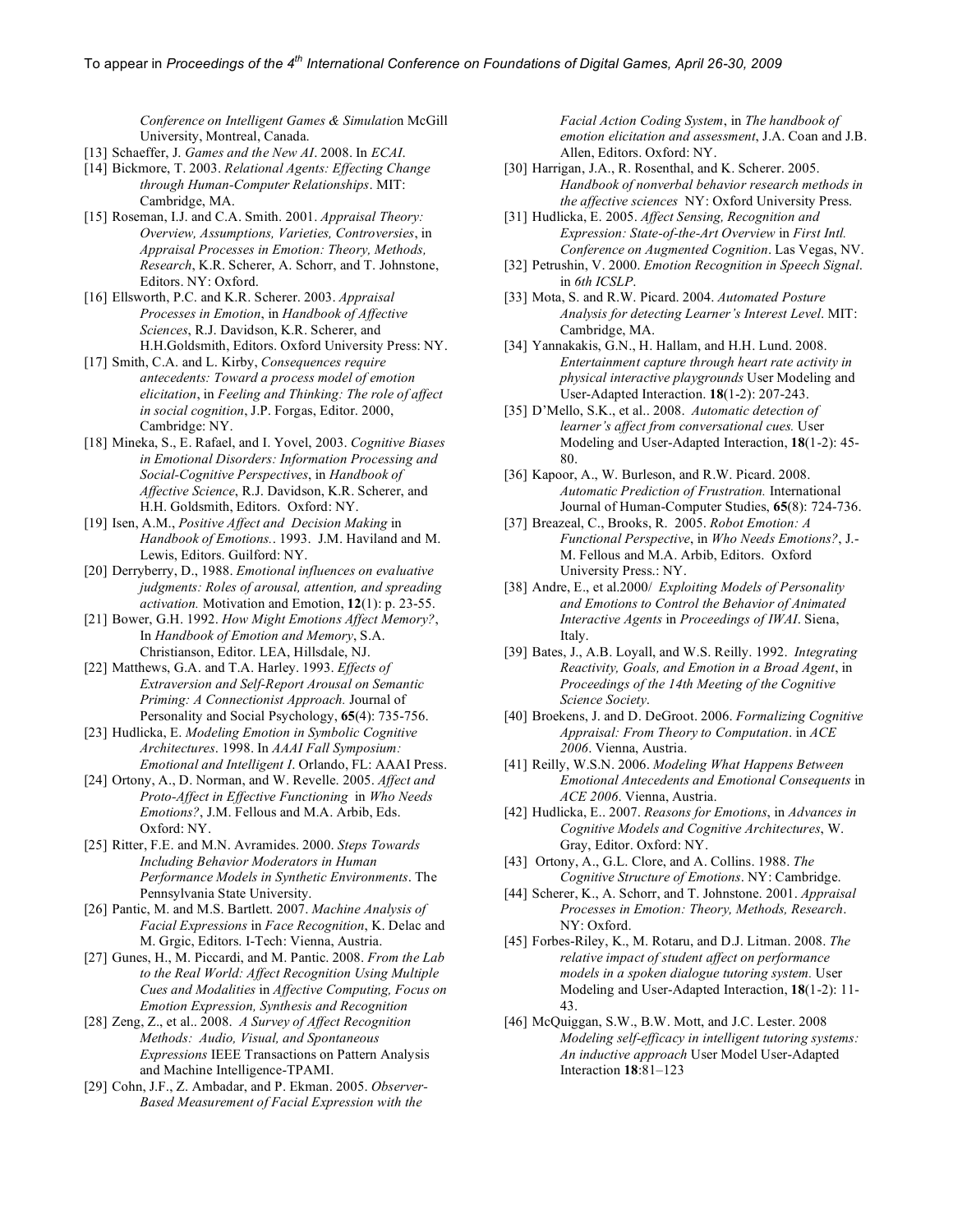*Conference on Intelligent Games & Simulatio*n McGill University, Montreal, Canada.

[13] Schaeffer, J. *Games and the New AI*. 2008. In *ECAI*.

[14] Bickmore, T. 2003. *Relational Agents: Effecting Change through Human-Computer Relationships*. MIT: Cambridge, MA.

[15] Roseman, I.J. and C.A. Smith. 2001. *Appraisal Theory: Overview, Assumptions, Varieties, Controversies*, in *Appraisal Processes in Emotion: Theory, Methods, Research*, K.R. Scherer, A. Schorr, and T. Johnstone, Editors. NY: Oxford.

[16] Ellsworth, P.C. and K.R. Scherer. 2003. *Appraisal Processes in Emotion*, in *Handbook of Affective Sciences*, R.J. Davidson, K.R. Scherer, and H.H.Goldsmith, Editors. Oxford University Press: NY.

[17] Smith, C.A. and L. Kirby, *Consequences require antecedents: Toward a process model of emotion elicitation*, in *Feeling and Thinking: The role of affect in social cognition*, J.P. Forgas, Editor. 2000, Cambridge: NY.

[18] Mineka, S., E. Rafael, and I. Yovel, 2003. *Cognitive Biases in Emotional Disorders: Information Processing and Social-Cognitive Perspectives*, in *Handbook of Affective Science*, R.J. Davidson, K.R. Scherer, and H.H. Goldsmith, Editors. Oxford: NY.

[19] Isen, A.M., *Positive Affect and Decision Making* in *Handbook of Emotions.*. 1993. J.M. Haviland and M. Lewis, Editors. Guilford: NY.

[20] Derryberry, D., 1988. *Emotional influences on evaluative judgments: Roles of arousal, attention, and spreading activation.* Motivation and Emotion, **12**(1): p. 23-55.

[21] Bower, G.H. 1992. *How Might Emotions Affect Memory?*, In *Handbook of Emotion and Memory*, S.A. Christianson, Editor. LEA, Hillsdale, NJ.

[22] Matthews, G.A. and T.A. Harley. 1993. *Effects of Extraversion and Self-Report Arousal on Semantic Priming: A Connectionist Approach.* Journal of Personality and Social Psychology, **65**(4): 735-756.

[23] Hudlicka, E. *Modeling Emotion in Symbolic Cognitive Architectures*. 1998. In *AAAI Fall Symposium: Emotional and Intelligent I*. Orlando, FL: AAAI Press.

[24] Ortony, A., D. Norman, and W. Revelle. 2005. *Affect and Proto-Affect in Effective Functioning* in *Who Needs Emotions?*, J.M. Fellous and M.A. Arbib, Eds. Oxford: NY.

[25] Ritter, F.E. and M.N. Avramides. 2000. *Steps Towards Including Behavior Moderators in Human Performance Models in Synthetic Environments*. The Pennsylvania State University.

[26] Pantic, M. and M.S. Bartlett. 2007. *Machine Analysis of Facial Expressions* in *Face Recognition*, K. Delac and M. Grgic, Editors. I-Tech: Vienna, Austria.

[27] Gunes, H., M. Piccardi, and M. Pantic. 2008. *From the Lab to the Real World: Affect Recognition Using Multiple Cues and Modalities* in *Affective Computing, Focus on Emotion Expression, Synthesis and Recognition*

[28] Zeng, Z., et al.. 2008. *A Survey of Affect Recognition Methods: Audio, Visual, and Spontaneous Expressions* IEEE Transactions on Pattern Analysis and Machine Intelligence-TPAMI.

[29] Cohn, J.F., Z. Ambadar, and P. Ekman. 2005. *Observer-Based Measurement of Facial Expression with the Facial Action Coding System*, in *The handbook of emotion elicitation and assessment*, J.A. Coan and J.B. Allen, Editors. Oxford: NY.

[30] Harrigan, J.A., R. Rosenthal, and K. Scherer. 2005. *Handbook of nonverbal behavior research methods in the affective sciences* NY: Oxford University Press.

[31] Hudlicka, E. 2005. *Affect Sensing, Recognition and Expression: State-of-the-Art Overview* in *First Intl. Conference on Augmented Cognition*. Las Vegas, NV.

[32] Petrushin, V. 2000. *Emotion Recognition in Speech Signal*. in *6th ICSLP*.

[33] Mota, S. and R.W. Picard. 2004. *Automated Posture Analysis for detecting Learner's Interest Level*. MIT: Cambridge, MA.

[34] Yannakakis, G.N., H. Hallam, and H.H. Lund. 2008. *Entertainment capture through heart rate activity in physical interactive playgrounds* User Modeling and User-Adapted Interaction. **18**(1-2): 207-243.

[35] D'Mello, S.K., et al.. 2008. *Automatic detection of learner's affect from conversational cues.* User Modeling and User-Adapted Interaction, **18**(1-2): 45-80.

[36] Kapoor, A., W. Burleson, and R.W. Picard. 2008. *Automatic Prediction of Frustration.* International Journal of Human-Computer Studies, **65**(8): 724-736.

[37] Breazeal, C., Brooks, R. 2005. *Robot Emotion: A Functional Perspective*, in *Who Needs Emotions?*, J.-M. Fellous and M.A. Arbib, Editors. Oxford University Press.: NY.

[38] Andre, E., et al.2000/ *Exploiting Models of Personality and Emotions to Control the Behavior of Animated Interactive Agents* in *Proceedings of IWAI*. Siena, Italy.

[39] Bates, J., A.B. Loyall, and W.S. Reilly. 1992. *Integrating Reactivity, Goals, and Emotion in a Broad Agent*, in *Proceedings of the 14th Meeting of the Cognitive Science Society*.

[40] Broekens, J. and D. DeGroot. 2006. *Formalizing Cognitive Appraisal: From Theory to Computation*. in *ACE 2006*. Vienna, Austria.

[41] Reilly, W.S.N. 2006. *Modeling What Happens Between Emotional Antecedents and Emotional Consequents* in *ACE 2006*. Vienna, Austria.

[42] Hudlicka, E.. 2007. *Reasons for Emotions*, in *Advances in Cognitive Models and Cognitive Architectures*, W. Gray, Editor. Oxford: NY.

[43] Ortony, A., G.L. Clore, and A. Collins. 1988. *The Cognitive Structure of Emotions*. NY: Cambridge.

[44] Scherer, K., A. Schorr, and T. Johnstone. 2001. *Appraisal Processes in Emotion: Theory, Methods, Research*. NY: Oxford.

[45] Forbes-Riley, K., M. Rotaru, and D.J. Litman. 2008. *The relative impact of student affect on performance models in a spoken dialogue tutoring system.* User Modeling and User-Adapted Interaction, **18**(1-2): 11-43.

[46] McQuiggan, S.W., B.W. Mott, and J.C. Lester. 2008 *Modeling self-efficacy in intelligent tutoring systems: An inductive approach* User Model User-Adapted Interaction **18**:81–123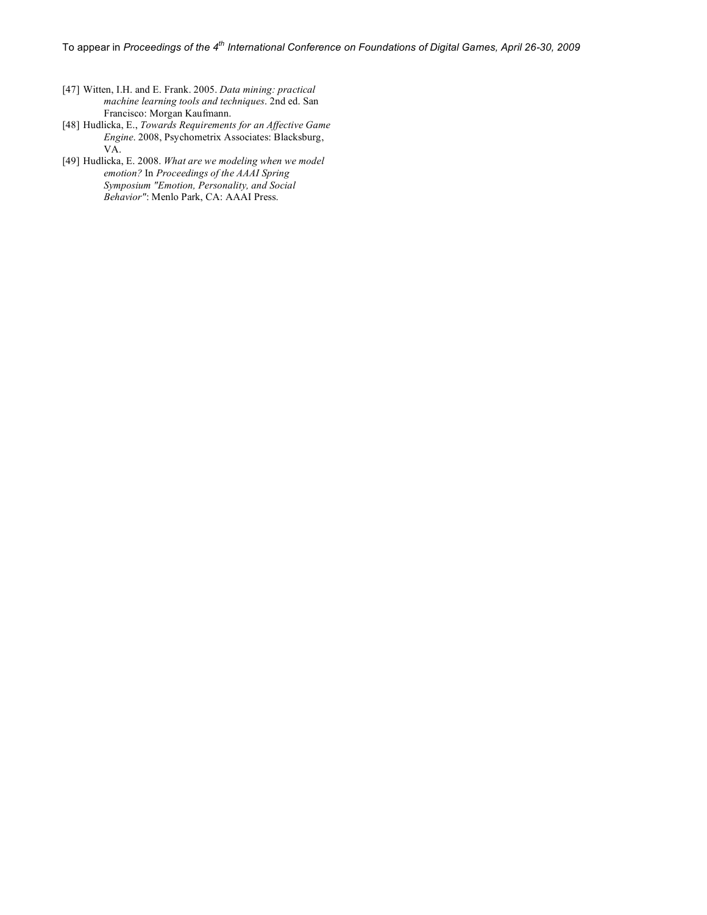[47] Witten, I.H. and E. Frank. 2005. *Data mining: practical machine learning tools and techniques*. 2nd ed. San Francisco: Morgan Kaufmann.

[48] Hudlicka, E., *Towards Requirements for an Affective Game Engine*. 2008, Psychometrix Associates: Blacksburg, VA.

[49] Hudlicka, E. 2008. *What are we modeling when we model emotion?* In *Proceedings of the AAAI Spring Symposium "Emotion, Personality, and Social Behavior"*: Menlo Park, CA: AAAI Press.